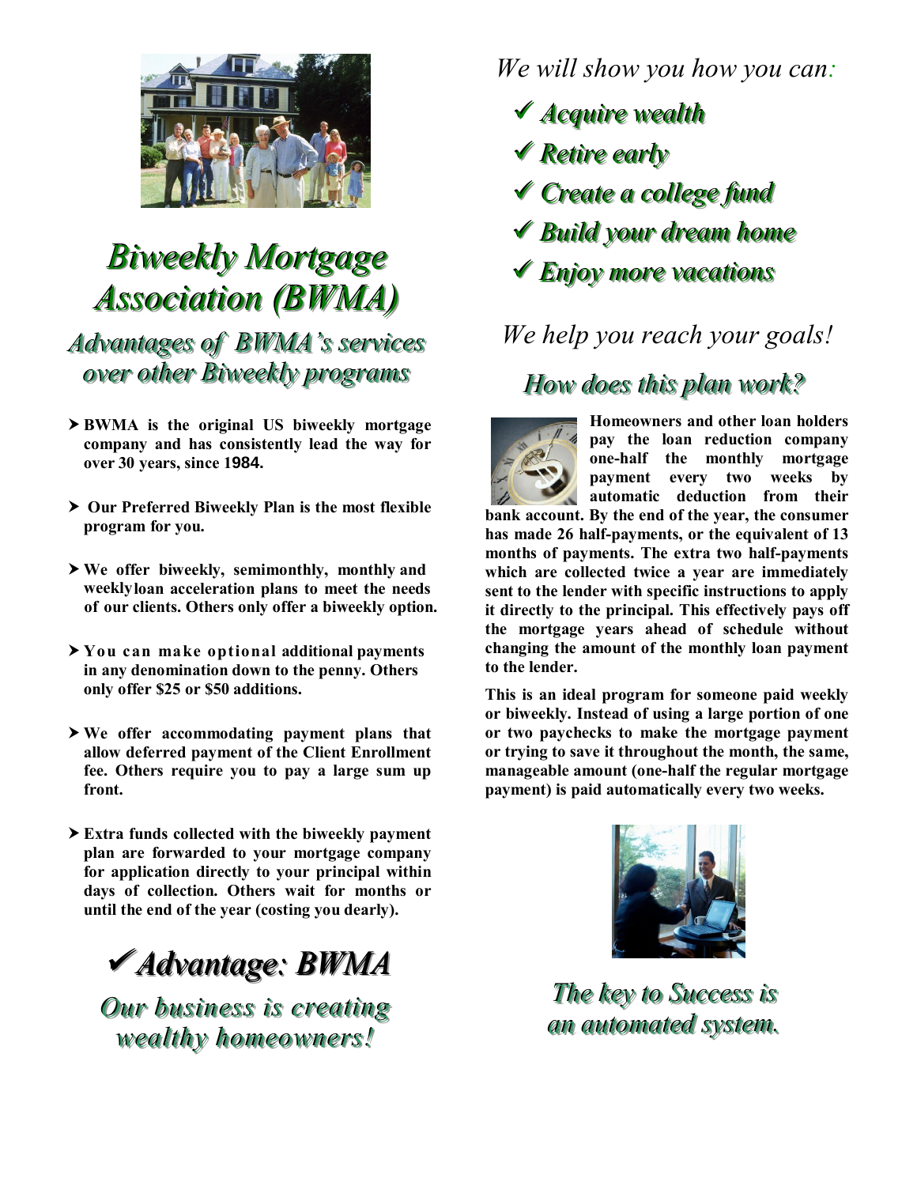# Biweekly Mortgage Association (BWMA)

## Advantages of BWMA's services over other Biweekly programs

- **BWMA is the original US biweekly mortgage company and has consistently lead the way for over 30 years, since 1984.**
- **Our Preferred Biweekly Plan is the most flexible program for you.**
- **We offer biweekly, semimonthly, monthly and weeklyloan acceleration plans to meet the needs of our clients. Others only offer a biweekly option.**
- **You can make optional additional payments in any denomination down to the penny. Others only offer $25 or $50 additions.**
- **We offer accommodating payment plans that allow deferred payment of the Client Enrollment fee. Others require you to pay a large sum up front.**
- **Extra funds collected with the biweekly payment plan are forwarded to your mortgage company for application directly to your principal within days of collection. Others wait for months or until the end of the year (costing you dearly).**

## ✔Advantage: BWMA

### Our business is creating wealthy homeowners!

*We will show you how you can:*

- ✔ ***Acquire wealth***
- ✔ ***Retire early***
- ✔ ***Create a college fund***
- ✔ ***Build your dream home***
- ✔ ***Enjoy more vacations***

*We help you reach your goals!*

## How does this plan work?

**Homeowners and other loan holders pay the loan reduction company one-half the monthly mortgage payment every two weeks by automatic deduction from their bank account. By the end of the year, the consumer has made 26 half-payments, or the equivalent of 13 months of payments. The extra two half-payments which are collected twice a year are immediately sent to the lender with specific instructions to apply it directly to the principal. This effectively pays off the mortgage years ahead of schedule without changing the amount of the monthly loan payment to the lender.**

**This is an ideal program for someone paid weekly or biweekly. Instead of using a large portion of one or two paychecks to make the mortgage payment or trying to save it throughout the month, the same, manageable amount (one-half the regular mortgage payment) is paid automatically every two weeks.**

### The key to Success is an automated system.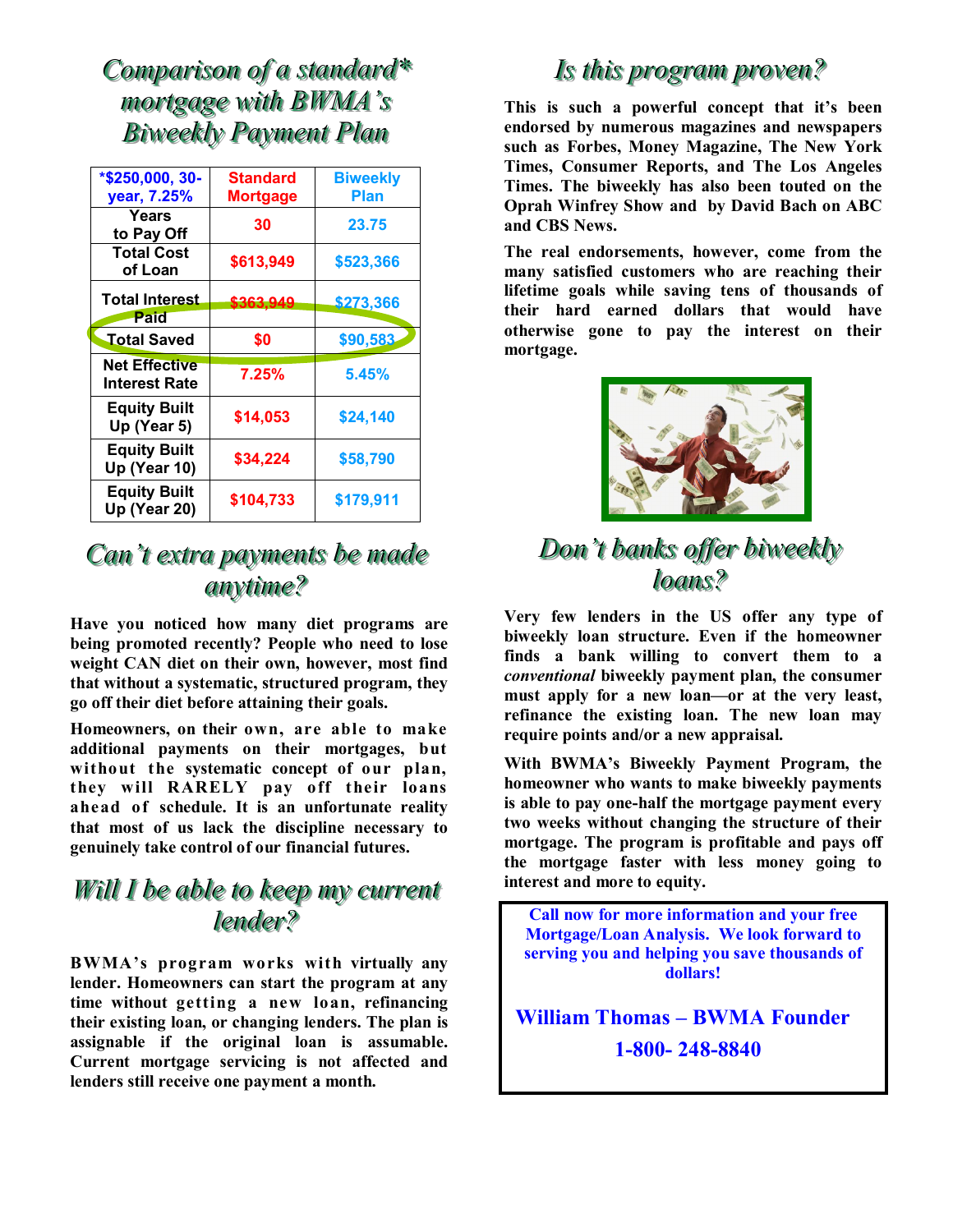## Comparison of a standard* mortgage with BWMA's Biweekly Payment Plan

| *$250,000, 30-year, 7.25% | Standard Mortgage | Biweekly Plan |
|---|---|---|
| Years to Pay Off | 30 | 23.75 |
| Total Cost of Loan | $613,949 | $523,366 |
| Total Interest Paid | $363,949 | $273,366 |
| Total Saved | $0 | $90,583 |
| Net Effective Interest Rate | 7.25% | 5.45% |
| Equity Built Up (Year 5) | $14,053 | $24,140 |
| Equity Built Up (Year 10) | $34,224 | $58,790 |
| Equity Built Up (Year 20) | $104,733 | $179,911 |

## Can't extra payments be made anytime?

**Have you noticed how many diet programs are being promoted recently? People who need to lose weight CAN diet on their own, however, most find that without a systematic, structured program, they go off their diet before attaining their goals.**

**Homeowners, on their own, are able to make additional payments on their mortgages, but without the systematic concept of our plan, they will RARELY pay off their loans ahead of schedule. It is an unfortunate reality that most of us lack the discipline necessary to genuinely take control of our financial futures.**

## Will I be able to keep my current lender?

**BWMA's program works with virtually any lender. Homeowners can start the program at any time without getting a new loan, refinancing their existing loan, or changing lenders. The plan is assignable if the original loan is assumable. Current mortgage servicing is not affected and lenders still receive one payment a month.**

## Is this program proven?

**This is such a powerful concept that it's been endorsed by numerous magazines and newspapers such as Forbes, Money Magazine, The New York Times, Consumer Reports, and The Los Angeles Times. The biweekly has also been touted on the Oprah Winfrey Show and by David Bach on ABC and CBS News.**

**The real endorsements, however, come from the many satisfied customers who are reaching their lifetime goals while saving tens of thousands of their hard earned dollars that would have otherwise gone to pay the interest on their mortgage.**

## Don't banks offer biweekly loans?

**Very few lenders in the US offer any type of biweekly loan structure. Even if the homeowner finds a bank willing to convert them to a *conventional* biweekly payment plan, the consumer must apply for a new loan—or at the very least, refinance the existing loan. The new loan may require points and/or a new appraisal.**

**With BWMA's Biweekly Payment Program, the homeowner who wants to make biweekly payments is able to pay one-half the mortgage payment every two weeks without changing the structure of their mortgage. The program is profitable and pays off the mortgage faster with less money going to interest and more to equity.**

**Call now for more information and your free Mortgage/Loan Analysis. We look forward to serving you and helping you save thousands of dollars!**

**William Thomas – BWMA Founder**

**1-800- 248-8840**